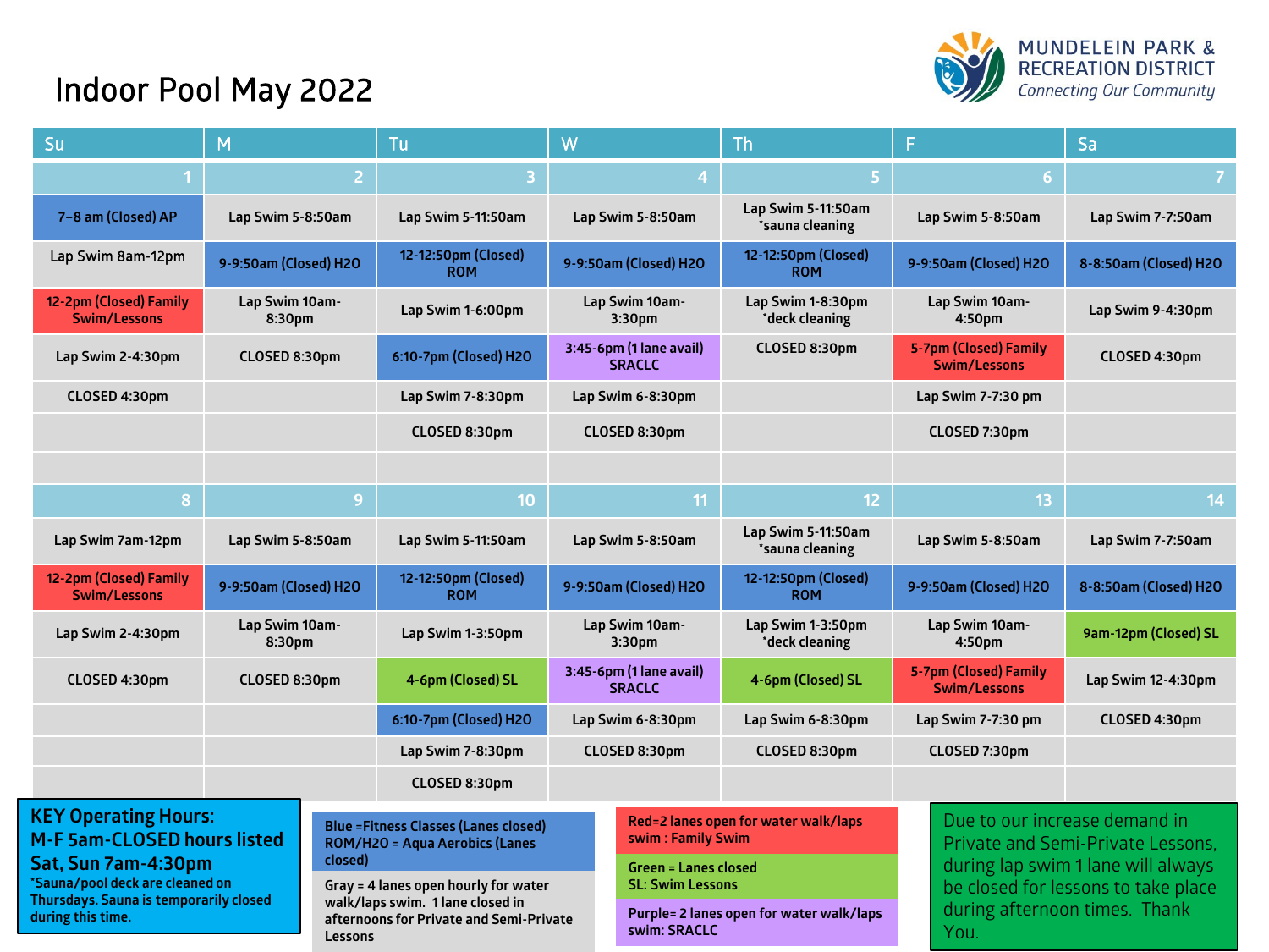# Indoor Pool May 2022

MUNDELEIN PARK & RECREATION DISTRICT
*Connecting Our Community*

| Su | M | Tu | W | Th | F | Sa |
|---|---|---|---|---|---|---|
| 1 | 2 | 3 | 4 | 5 | 6 | 7 |
| 7–8 am (Closed) AP | Lap Swim 5-8:50am | Lap Swim 5-11:50am | Lap Swim 5-8:50am | Lap Swim 5-11:50am *sauna cleaning | Lap Swim 5-8:50am | Lap Swim 7-7:50am |
| Lap Swim 8am-12pm | 9-9:50am (Closed) H2O | 12-12:50pm (Closed) ROM | 9-9:50am (Closed) H2O | 12-12:50pm (Closed) ROM | 9-9:50am (Closed) H2O | 8-8:50am (Closed) H2O |
| 12-2pm (Closed) Family Swim/Lessons | Lap Swim 10am-8:30pm | Lap Swim 1-6:00pm | Lap Swim 10am-3:30pm | Lap Swim 1-8:30pm *deck cleaning | Lap Swim 10am-4:50pm | Lap Swim 9-4:30pm |
| Lap Swim 2-4:30pm | CLOSED 8:30pm | 6:10-7pm (Closed) H2O | 3:45-6pm (1 lane avail) SRACLC | CLOSED 8:30pm | 5-7pm (Closed) Family Swim/Lessons | CLOSED 4:30pm |
| CLOSED 4:30pm | | Lap Swim 7-8:30pm | Lap Swim 6-8:30pm | | Lap Swim 7-7:30 pm | |
| | | CLOSED 8:30pm | CLOSED 8:30pm | | CLOSED 7:30pm | |
| 8 | 9 | 10 | 11 | 12 | 13 | 14 |
| Lap Swim 7am-12pm | Lap Swim 5-8:50am | Lap Swim 5-11:50am | Lap Swim 5-8:50am | Lap Swim 5-11:50am *sauna cleaning | Lap Swim 5-8:50am | Lap Swim 7-7:50am |
| 12-2pm (Closed) Family Swim/Lessons | 9-9:50am (Closed) H2O | 12-12:50pm (Closed) ROM | 9-9:50am (Closed) H2O | 12-12:50pm (Closed) ROM | 9-9:50am (Closed) H2O | 8-8:50am (Closed) H2O |
| Lap Swim 2-4:30pm | Lap Swim 10am-8:30pm | Lap Swim 1-3:50pm | Lap Swim 10am-3:30pm | Lap Swim 1-3:50pm *deck cleaning | Lap Swim 10am-4:50pm | 9am-12pm (Closed) SL |
| CLOSED 4:30pm | CLOSED 8:30pm | 4-6pm (Closed) SL | 3:45-6pm (1 lane avail) SRACLC | 4-6pm (Closed) SL | 5-7pm (Closed) Family Swim/Lessons | Lap Swim 12-4:30pm |
| | | 6:10-7pm (Closed) H2O | Lap Swim 6-8:30pm | Lap Swim 6-8:30pm | Lap Swim 7-7:30 pm | CLOSED 4:30pm |
| | | Lap Swim 7-8:30pm | CLOSED 8:30pm | CLOSED 8:30pm | CLOSED 7:30pm | |
| | | CLOSED 8:30pm | | | | |

**KEY Operating Hours:**
**M-F 5am-CLOSED hours listed**
**Sat, Sun 7am-4:30pm**
**\*Sauna/pool deck are cleaned on Thursdays. Sauna is temporarily closed during this time.**

Blue =Fitness Classes (Lanes closed) ROM/H2O = Aqua Aerobics (Lanes closed)

Gray = 4 lanes open hourly for water walk/laps swim. 1 lane closed in afternoons for Private and Semi-Private Lessons

Red=2 lanes open for water walk/laps swim : Family Swim

Green = Lanes closed SL: Swim Lessons

Purple= 2 lanes open for water walk/laps swim: SRACLC

Due to our increase demand in Private and Semi-Private Lessons, during lap swim 1 lane will always be closed for lessons to take place during afternoon times. Thank You.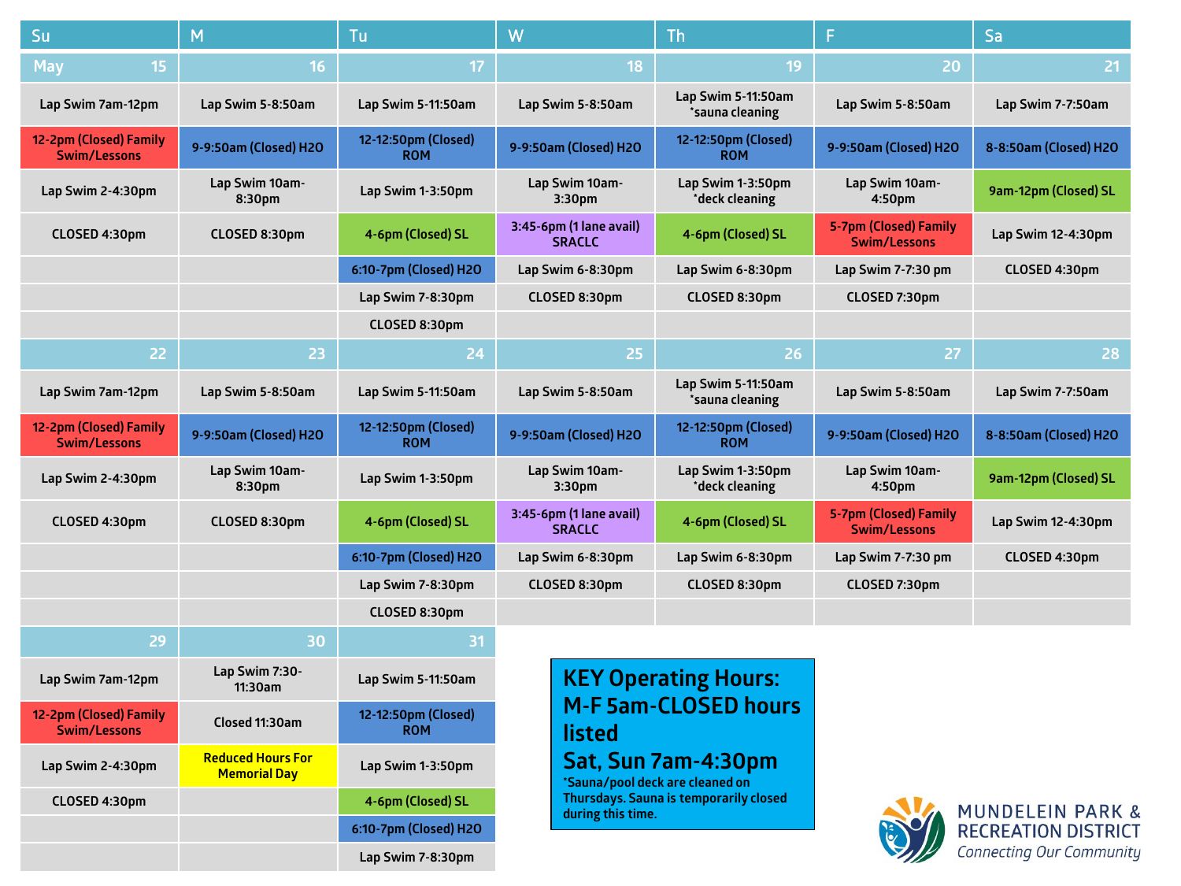| Su | M | Tu | W | Th | F | Sa |
|---|---|---|---|---|---|---|
| May 15 | 16 | 17 | 18 | 19 | 20 | 21 |
| Lap Swim 7am-12pm | Lap Swim 5-8:50am | Lap Swim 5-11:50am | Lap Swim 5-8:50am | Lap Swim 5-11:50am *sauna cleaning | Lap Swim 5-8:50am | Lap Swim 7-7:50am |
| 12-2pm (Closed) Family Swim/Lessons | 9-9:50am (Closed) H2O | 12-12:50pm (Closed) ROM | 9-9:50am (Closed) H2O | 12-12:50pm (Closed) ROM | 9-9:50am (Closed) H2O | 8-8:50am (Closed) H2O |
| Lap Swim 2-4:30pm | Lap Swim 10am-8:30pm | Lap Swim 1-3:50pm | Lap Swim 10am-3:30pm | Lap Swim 1-3:50pm *deck cleaning | Lap Swim 10am-4:50pm | 9am-12pm (Closed) SL |
| CLOSED 4:30pm | CLOSED 8:30pm | 4-6pm (Closed) SL | 3:45-6pm (1 lane avail) SRACLC | 4-6pm (Closed) SL | 5-7pm (Closed) Family Swim/Lessons | Lap Swim 12-4:30pm |
| | | 6:10-7pm (Closed) H2O | Lap Swim 6-8:30pm | Lap Swim 6-8:30pm | Lap Swim 7-7:30 pm | CLOSED 4:30pm |
| | | Lap Swim 7-8:30pm | CLOSED 8:30pm | CLOSED 8:30pm | CLOSED 7:30pm | |
| | | CLOSED 8:30pm | | | | |
| 22 | 23 | 24 | 25 | 26 | 27 | 28 |
| Lap Swim 7am-12pm | Lap Swim 5-8:50am | Lap Swim 5-11:50am | Lap Swim 5-8:50am | Lap Swim 5-11:50am *sauna cleaning | Lap Swim 5-8:50am | Lap Swim 7-7:50am |
| 12-2pm (Closed) Family Swim/Lessons | 9-9:50am (Closed) H2O | 12-12:50pm (Closed) ROM | 9-9:50am (Closed) H2O | 12-12:50pm (Closed) ROM | 9-9:50am (Closed) H2O | 8-8:50am (Closed) H2O |
| Lap Swim 2-4:30pm | Lap Swim 10am-8:30pm | Lap Swim 1-3:50pm | Lap Swim 10am-3:30pm | Lap Swim 1-3:50pm *deck cleaning | Lap Swim 10am-4:50pm | 9am-12pm (Closed) SL |
| CLOSED 4:30pm | CLOSED 8:30pm | 4-6pm (Closed) SL | 3:45-6pm (1 lane avail) SRACLC | 4-6pm (Closed) SL | 5-7pm (Closed) Family Swim/Lessons | Lap Swim 12-4:30pm |
| | | 6:10-7pm (Closed) H2O | Lap Swim 6-8:30pm | Lap Swim 6-8:30pm | Lap Swim 7-7:30 pm | CLOSED 4:30pm |
| | | Lap Swim 7-8:30pm | CLOSED 8:30pm | CLOSED 8:30pm | CLOSED 7:30pm | |
| | | CLOSED 8:30pm | | | | |
| 29 | 30 | 31 | | | | |
| Lap Swim 7am-12pm | Lap Swim 7:30-11:30am | Lap Swim 5-11:50am | | | | |
| 12-2pm (Closed) Family Swim/Lessons | Closed 11:30am | 12-12:50pm (Closed) ROM | | | | |
| Lap Swim 2-4:30pm | Reduced Hours For Memorial Day | Lap Swim 1-3:50pm | | | | |
| CLOSED 4:30pm | | 4-6pm (Closed) SL | | | | |
| | | 6:10-7pm (Closed) H2O | | | | |
| | | Lap Swim 7-8:30pm | | | | |

**KEY Operating Hours:**
**M-F 5am-CLOSED hours listed**
**Sat, Sun 7am-4:30pm**

*Sauna/pool deck are cleaned on Thursdays. Sauna is temporarily closed during this time.

MUNDELEIN PARK & RECREATION DISTRICT
*Connecting Our Community*